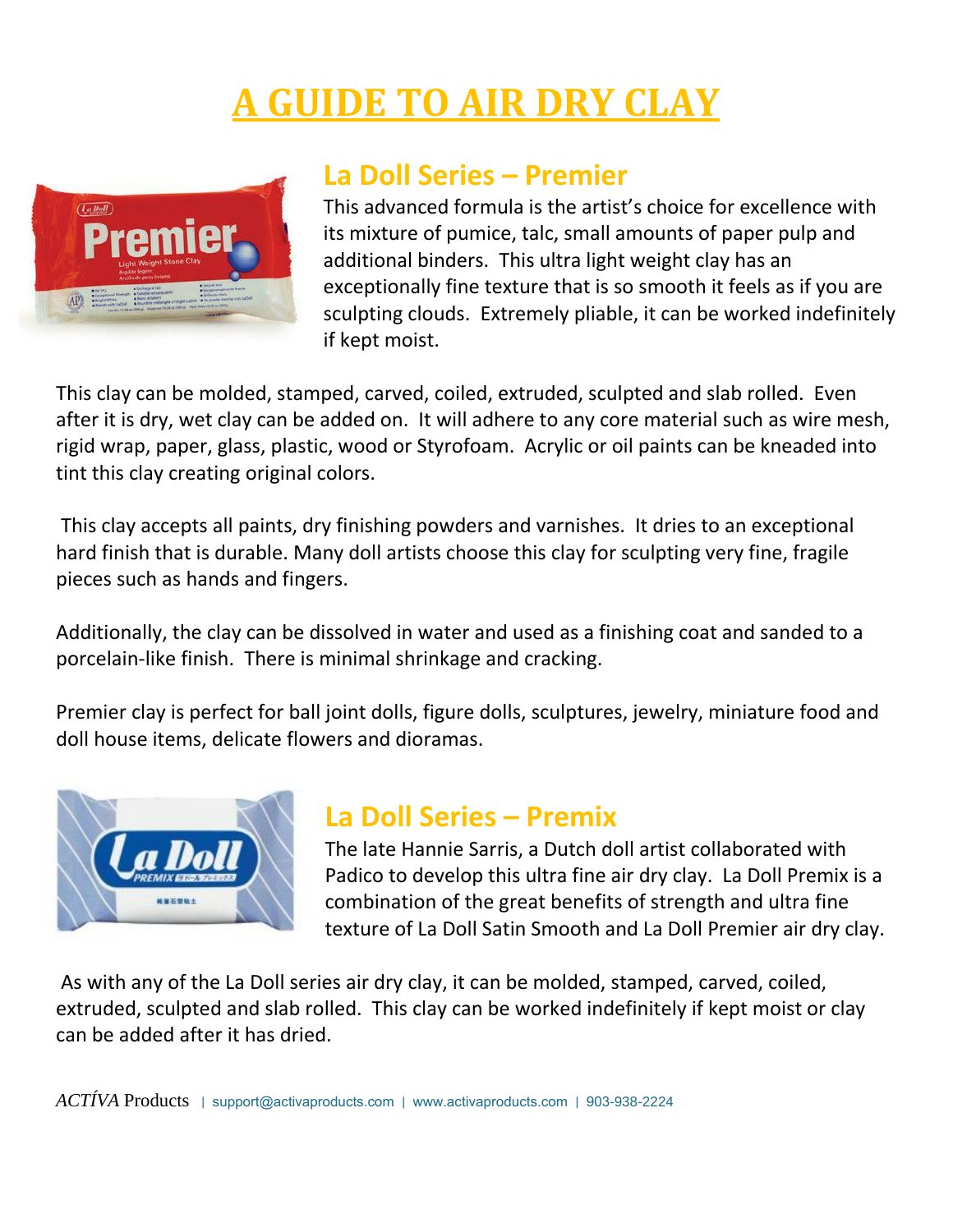# A GUIDE TO AIR DRY CLAY

## La Doll Series – Premier

This advanced formula is the artist's choice for excellence with its mixture of pumice, talc, small amounts of paper pulp and additional binders. This ultra light weight clay has an exceptionally fine texture that is so smooth it feels as if you are sculpting clouds. Extremely pliable, it can be worked indefinitely if kept moist.

This clay can be molded, stamped, carved, coiled, extruded, sculpted and slab rolled. Even after it is dry, wet clay can be added on. It will adhere to any core material such as wire mesh, rigid wrap, paper, glass, plastic, wood or Styrofoam. Acrylic or oil paints can be kneaded into tint this clay creating original colors.

This clay accepts all paints, dry finishing powders and varnishes. It dries to an exceptional hard finish that is durable. Many doll artists choose this clay for sculpting very fine, fragile pieces such as hands and fingers.

Additionally, the clay can be dissolved in water and used as a finishing coat and sanded to a porcelain-like finish. There is minimal shrinkage and cracking.

Premier clay is perfect for ball joint dolls, figure dolls, sculptures, jewelry, miniature food and doll house items, delicate flowers and dioramas.

## La Doll Series – Premix

The late Hannie Sarris, a Dutch doll artist collaborated with Padico to develop this ultra fine air dry clay. La Doll Premix is a combination of the great benefits of strength and ultra fine texture of La Doll Satin Smooth and La Doll Premier air dry clay.

As with any of the La Doll series air dry clay, it can be molded, stamped, carved, coiled, extruded, sculpted and slab rolled. This clay can be worked indefinitely if kept moist or clay can be added after it has dried.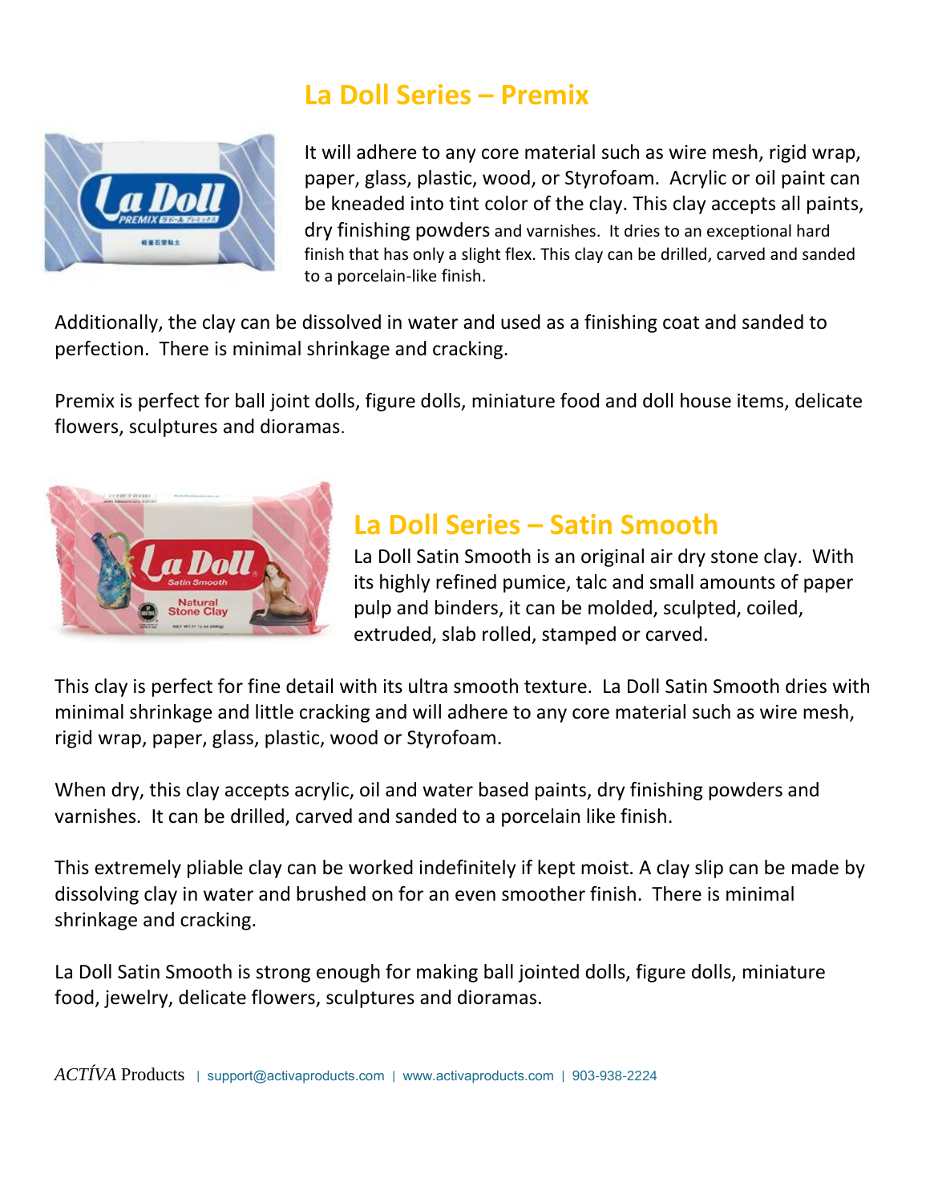## La Doll Series – Premix

It will adhere to any core material such as wire mesh, rigid wrap, paper, glass, plastic, wood, or Styrofoam. Acrylic or oil paint can be kneaded into tint color of the clay. This clay accepts all paints, dry finishing powders and varnishes. It dries to an exceptional hard finish that has only a slight flex. This clay can be drilled, carved and sanded to a porcelain-like finish.

Additionally, the clay can be dissolved in water and used as a finishing coat and sanded to perfection. There is minimal shrinkage and cracking.

Premix is perfect for ball joint dolls, figure dolls, miniature food and doll house items, delicate flowers, sculptures and dioramas.

## La Doll Series – Satin Smooth

La Doll Satin Smooth is an original air dry stone clay. With its highly refined pumice, talc and small amounts of paper pulp and binders, it can be molded, sculpted, coiled, extruded, slab rolled, stamped or carved.

This clay is perfect for fine detail with its ultra smooth texture. La Doll Satin Smooth dries with minimal shrinkage and little cracking and will adhere to any core material such as wire mesh, rigid wrap, paper, glass, plastic, wood or Styrofoam.

When dry, this clay accepts acrylic, oil and water based paints, dry finishing powders and varnishes. It can be drilled, carved and sanded to a porcelain like finish.

This extremely pliable clay can be worked indefinitely if kept moist. A clay slip can be made by dissolving clay in water and brushed on for an even smoother finish. There is minimal shrinkage and cracking.

La Doll Satin Smooth is strong enough for making ball jointed dolls, figure dolls, miniature food, jewelry, delicate flowers, sculptures and dioramas.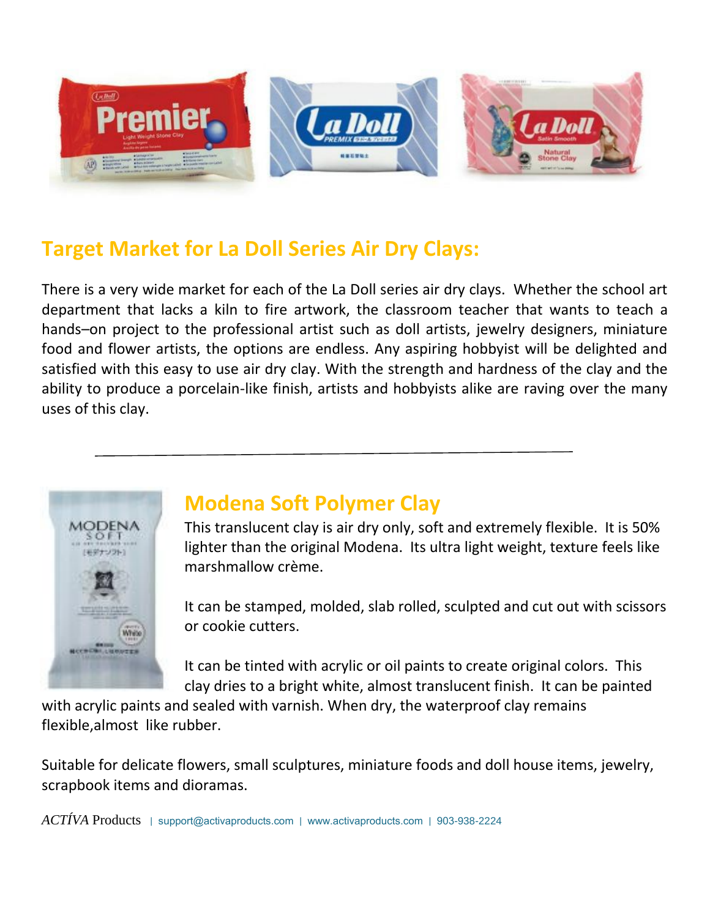## Target Market for La Doll Series Air Dry Clays:

There is a very wide market for each of the La Doll series air dry clays. Whether the school art department that lacks a kiln to fire artwork, the classroom teacher that wants to teach a hands–on project to the professional artist such as doll artists, jewelry designers, miniature food and flower artists, the options are endless. Any aspiring hobbyist will be delighted and satisfied with this easy to use air dry clay. With the strength and hardness of the clay and the ability to produce a porcelain-like finish, artists and hobbyists alike are raving over the many uses of this clay.

---

## Modena Soft Polymer Clay

This translucent clay is air dry only, soft and extremely flexible. It is 50% lighter than the original Modena. Its ultra light weight, texture feels like marshmallow crème.

It can be stamped, molded, slab rolled, sculpted and cut out with scissors or cookie cutters.

It can be tinted with acrylic or oil paints to create original colors. This clay dries to a bright white, almost translucent finish. It can be painted with acrylic paints and sealed with varnish. When dry, the waterproof clay remains flexible,almost like rubber.

Suitable for delicate flowers, small sculptures, miniature foods and doll house items, jewelry, scrapbook items and dioramas.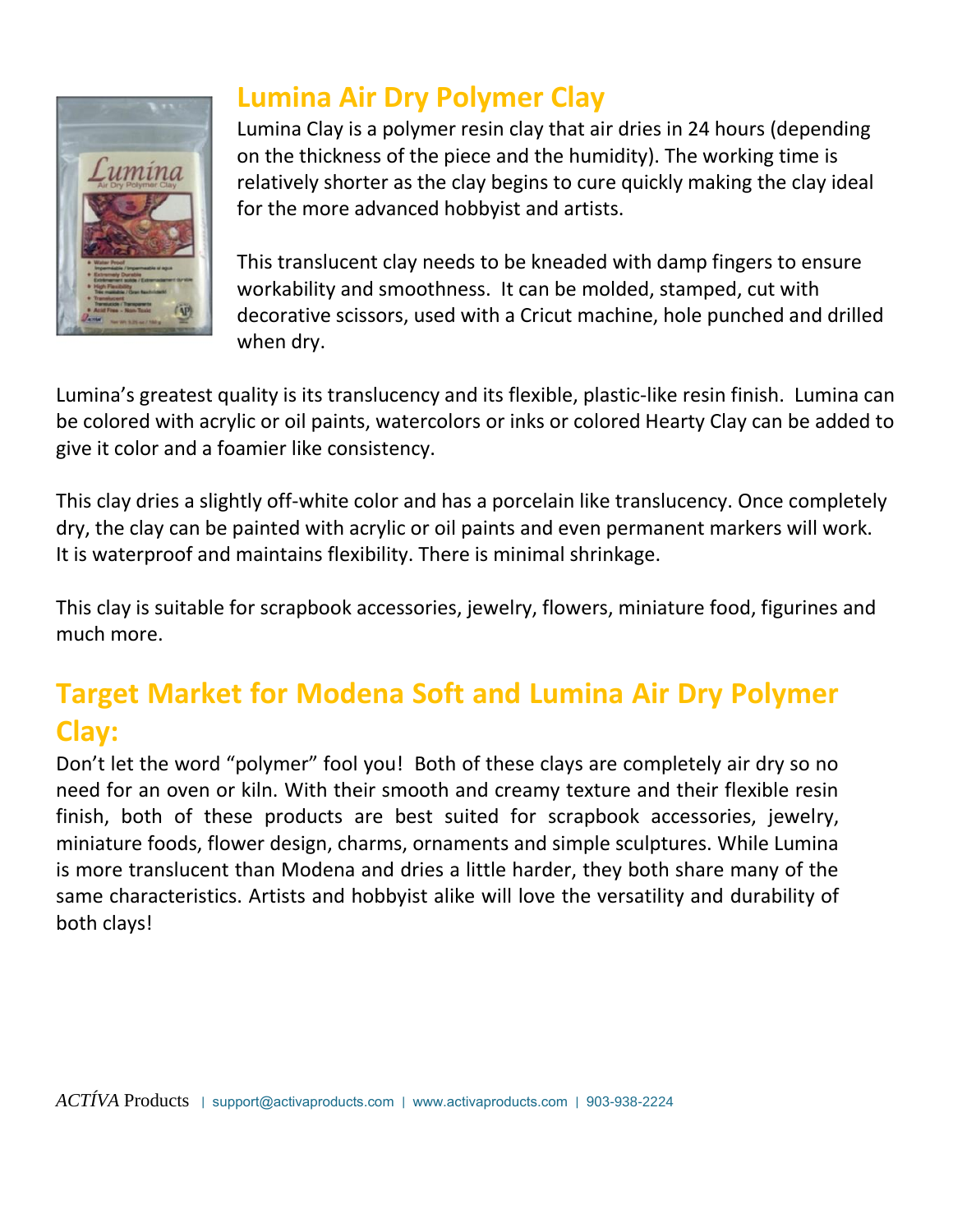## Lumina Air Dry Polymer Clay

Lumina Clay is a polymer resin clay that air dries in 24 hours (depending on the thickness of the piece and the humidity). The working time is relatively shorter as the clay begins to cure quickly making the clay ideal for the more advanced hobbyist and artists.

This translucent clay needs to be kneaded with damp fingers to ensure workability and smoothness. It can be molded, stamped, cut with decorative scissors, used with a Cricut machine, hole punched and drilled when dry.

Lumina's greatest quality is its translucency and its flexible, plastic-like resin finish. Lumina can be colored with acrylic or oil paints, watercolors or inks or colored Hearty Clay can be added to give it color and a foamier like consistency.

This clay dries a slightly off-white color and has a porcelain like translucency. Once completely dry, the clay can be painted with acrylic or oil paints and even permanent markers will work. It is waterproof and maintains flexibility. There is minimal shrinkage.

This clay is suitable for scrapbook accessories, jewelry, flowers, miniature food, figurines and much more.

## Target Market for Modena Soft and Lumina Air Dry Polymer Clay:

Don't let the word "polymer" fool you! Both of these clays are completely air dry so no need for an oven or kiln. With their smooth and creamy texture and their flexible resin finish, both of these products are best suited for scrapbook accessories, jewelry, miniature foods, flower design, charms, ornaments and simple sculptures. While Lumina is more translucent than Modena and dries a little harder, they both share many of the same characteristics. Artists and hobbyist alike will love the versatility and durability of both clays!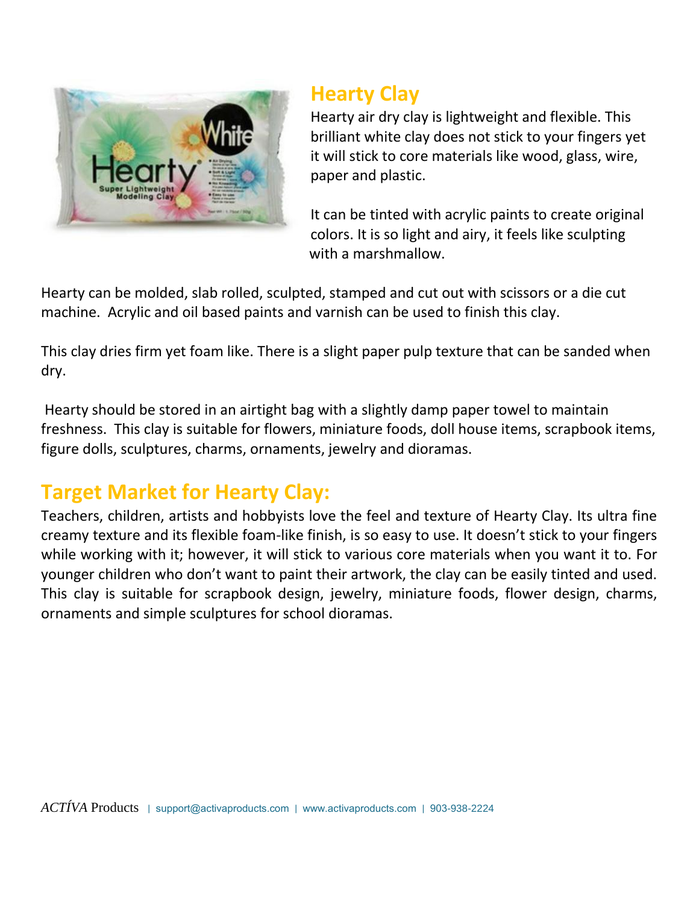## Hearty Clay

Hearty air dry clay is lightweight and flexible. This brilliant white clay does not stick to your fingers yet it will stick to core materials like wood, glass, wire, paper and plastic.

It can be tinted with acrylic paints to create original colors. It is so light and airy, it feels like sculpting with a marshmallow.

Hearty can be molded, slab rolled, sculpted, stamped and cut out with scissors or a die cut machine. Acrylic and oil based paints and varnish can be used to finish this clay.

This clay dries firm yet foam like. There is a slight paper pulp texture that can be sanded when dry.

Hearty should be stored in an airtight bag with a slightly damp paper towel to maintain freshness. This clay is suitable for flowers, miniature foods, doll house items, scrapbook items, figure dolls, sculptures, charms, ornaments, jewelry and dioramas.

## Target Market for Hearty Clay:

Teachers, children, artists and hobbyists love the feel and texture of Hearty Clay. Its ultra fine creamy texture and its flexible foam-like finish, is so easy to use. It doesn't stick to your fingers while working with it; however, it will stick to various core materials when you want it to. For younger children who don't want to paint their artwork, the clay can be easily tinted and used. This clay is suitable for scrapbook design, jewelry, miniature foods, flower design, charms, ornaments and simple sculptures for school dioramas.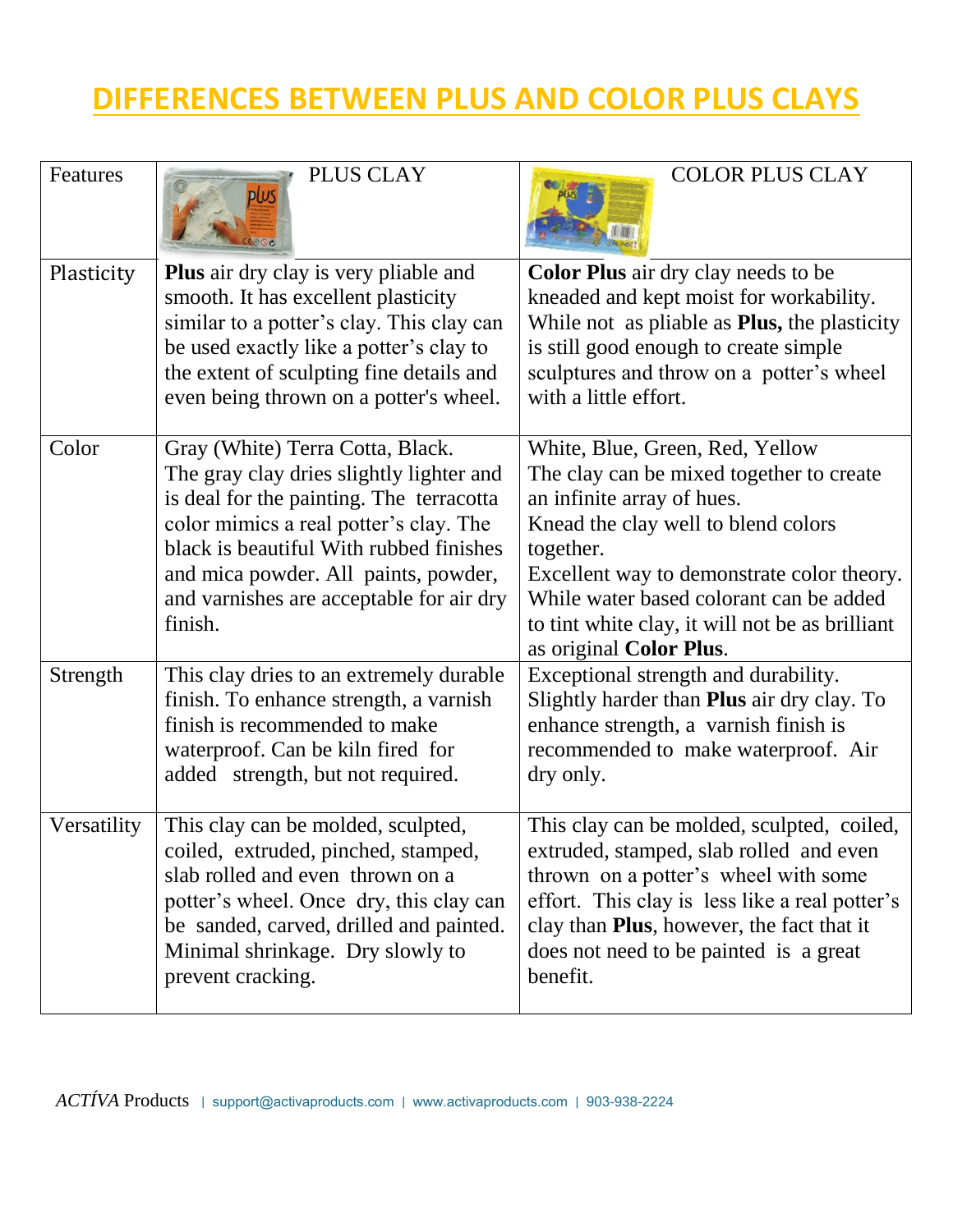# DIFFERENCES BETWEEN PLUS AND COLOR PLUS CLAYS

| Features | PLUS CLAY | COLOR PLUS CLAY |
|---|---|---|
| Plasticity | **Plus** air dry clay is very pliable and smooth. It has excellent plasticity similar to a potter's clay. This clay can be used exactly like a potter's clay to the extent of sculpting fine details and even being thrown on a potter's wheel. | **Color Plus** air dry clay needs to be kneaded and kept moist for workability. While not as pliable as **Plus,** the plasticity is still good enough to create simple sculptures and throw on a potter's wheel with a little effort. |
| Color | Gray (White) Terra Cotta, Black. The gray clay dries slightly lighter and is deal for the painting. The terracotta color mimics a real potter's clay. The black is beautiful With rubbed finishes and mica powder. All paints, powder, and varnishes are acceptable for air dry finish. | White, Blue, Green, Red, Yellow The clay can be mixed together to create an infinite array of hues. Knead the clay well to blend colors together. Excellent way to demonstrate color theory. While water based colorant can be added to tint white clay, it will not be as brilliant as original **Color Plus**. |
| Strength | This clay dries to an extremely durable finish. To enhance strength, a varnish finish is recommended to make waterproof. Can be kiln fired for added strength, but not required. | Exceptional strength and durability. Slightly harder than **Plus** air dry clay. To enhance strength, a varnish finish is recommended to make waterproof. Air dry only. |
| Versatility | This clay can be molded, sculpted, coiled, extruded, pinched, stamped, slab rolled and even thrown on a potter's wheel. Once dry, this clay can be sanded, carved, drilled and painted. Minimal shrinkage. Dry slowly to prevent cracking. | This clay can be molded, sculpted, coiled, extruded, stamped, slab rolled and even thrown on a potter's wheel with some effort. This clay is less like a real potter's clay than **Plus**, however, the fact that it does not need to be painted is a great benefit. |

*ACTÍVA* Products | support@activaproducts.com | www.activaproducts.com | 903-938-2224